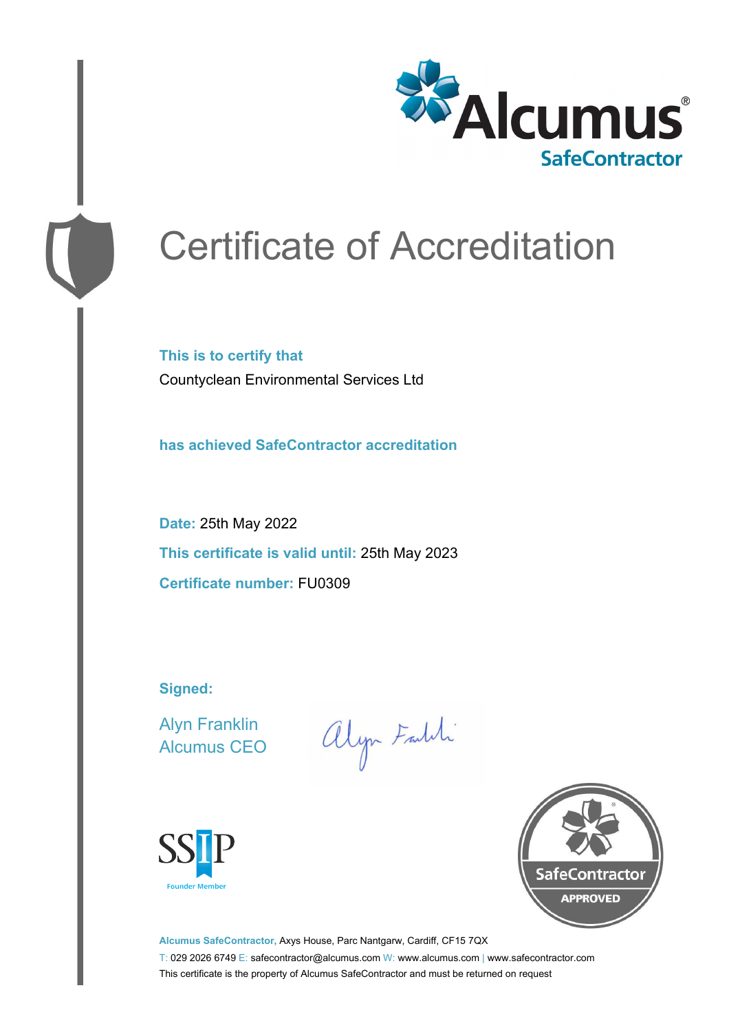Alcumus®
SafeContractor

# Certificate of Accreditation

**This is to certify that**

Countyclean Environmental Services Ltd

**has achieved SafeContractor accreditation**

**Date:** 25th May 2022

**This certificate is valid until:** 25th May 2023

**Certificate number:** FU0309

**Signed:**

Alyn Franklin
Alcumus CEO

SSIP
Founder Member

SafeContractor
APPROVED

**Alcumus SafeContractor,** Axys House, Parc Nantgarw, Cardiff, CF15 7QX

T: 029 2026 6749 E: safecontractor@alcumus.com W: www.alcumus.com | www.safecontractor.com

This certificate is the property of Alcumus SafeContractor and must be returned on request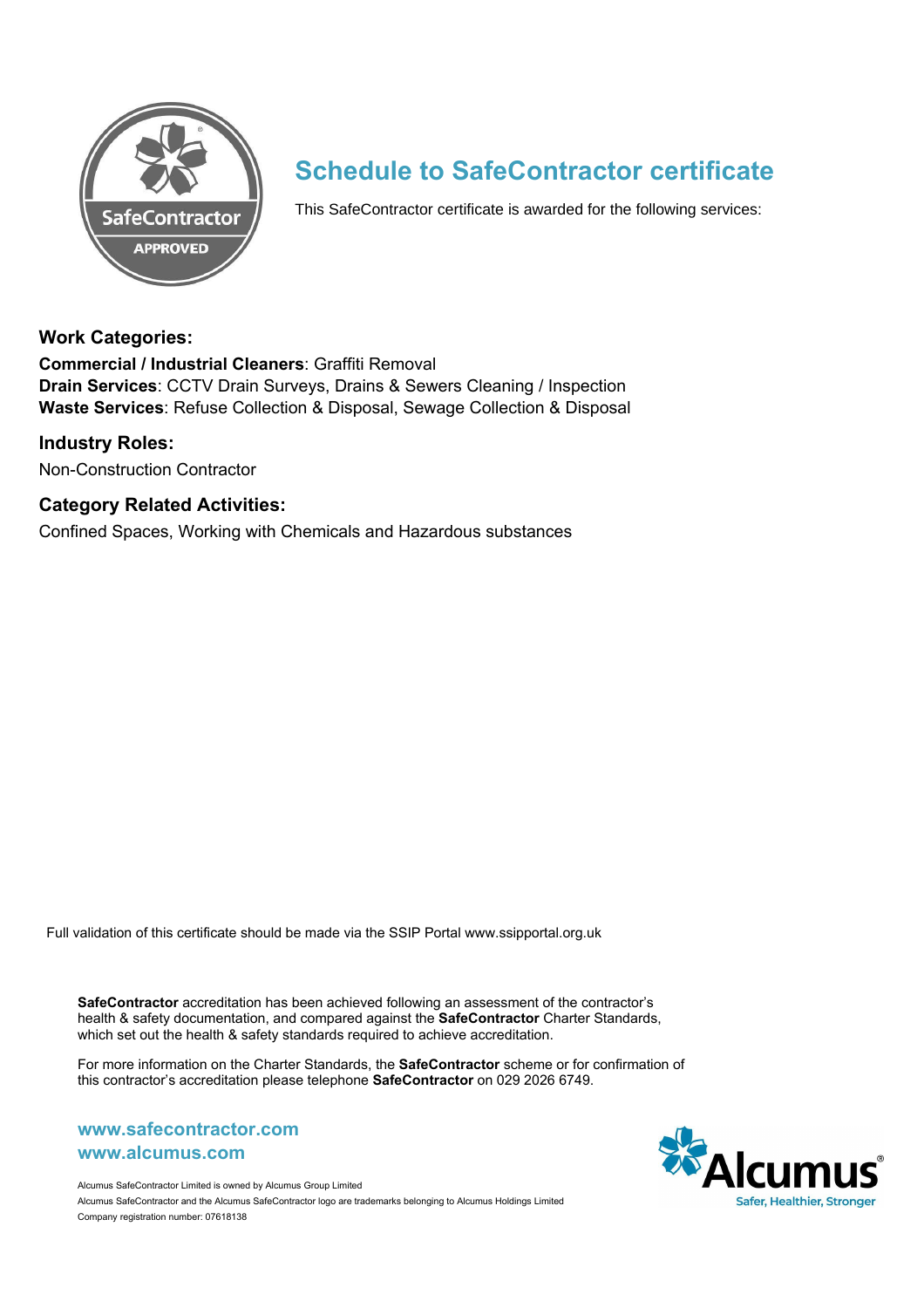# Schedule to SafeContractor certificate

This SafeContractor certificate is awarded for the following services:

### Work Categories:

**Commercial / Industrial Cleaners**: Graffiti Removal
**Drain Services**: CCTV Drain Surveys, Drains & Sewers Cleaning / Inspection
**Waste Services**: Refuse Collection & Disposal, Sewage Collection & Disposal

### Industry Roles:

Non-Construction Contractor

### Category Related Activities:

Confined Spaces, Working with Chemicals and Hazardous substances

Full validation of this certificate should be made via the SSIP Portal www.ssipportal.org.uk

**SafeContractor** accreditation has been achieved following an assessment of the contractor's health & safety documentation, and compared against the **SafeContractor** Charter Standards, which set out the health & safety standards required to achieve accreditation.

For more information on the Charter Standards, the **SafeContractor** scheme or for confirmation of this contractor's accreditation please telephone **SafeContractor** on 029 2026 6749.

**www.safecontractor.com**
**www.alcumus.com**

Alcumus SafeContractor Limited is owned by Alcumus Group Limited
Alcumus SafeContractor and the Alcumus SafeContractor logo are trademarks belonging to Alcumus Holdings Limited
Company registration number: 07618138